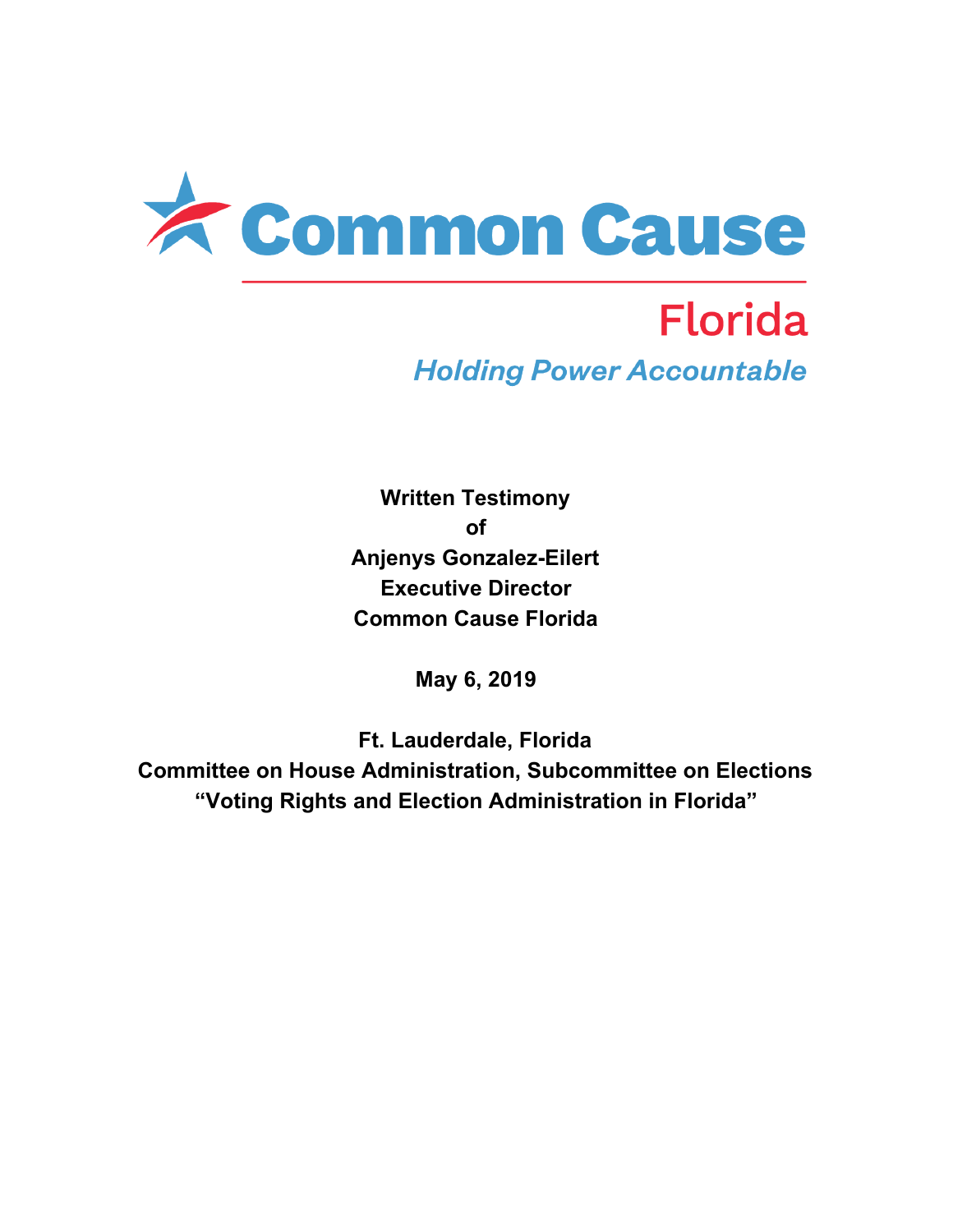# Common Cause

## Florida

*Holding Power Accountable*

**Written Testimony**
**of**
**Anjenys Gonzalez-Eilert**
**Executive Director**
**Common Cause Florida**

**May 6, 2019**

**Ft. Lauderdale, Florida**
**Committee on House Administration, Subcommittee on Elections**
**"Voting Rights and Election Administration in Florida"**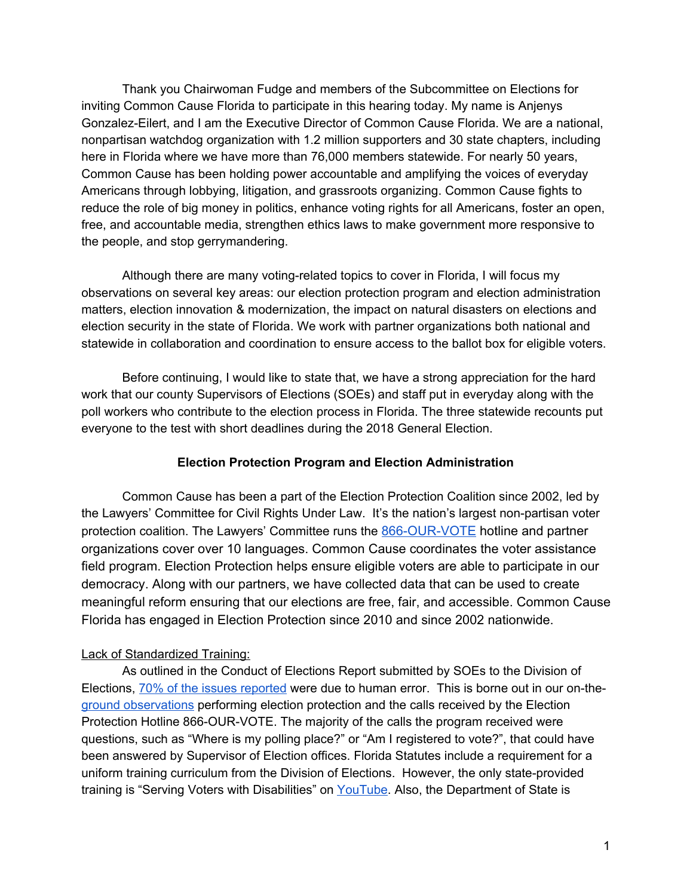Thank you Chairwoman Fudge and members of the Subcommittee on Elections for inviting Common Cause Florida to participate in this hearing today. My name is Anjenys Gonzalez-Eilert, and I am the Executive Director of Common Cause Florida. We are a national, nonpartisan watchdog organization with 1.2 million supporters and 30 state chapters, including here in Florida where we have more than 76,000 members statewide. For nearly 50 years, Common Cause has been holding power accountable and amplifying the voices of everyday Americans through lobbying, litigation, and grassroots organizing. Common Cause fights to reduce the role of big money in politics, enhance voting rights for all Americans, foster an open, free, and accountable media, strengthen ethics laws to make government more responsive to the people, and stop gerrymandering.

Although there are many voting-related topics to cover in Florida, I will focus my observations on several key areas: our election protection program and election administration matters, election innovation & modernization, the impact on natural disasters on elections and election security in the state of Florida. We work with partner organizations both national and statewide in collaboration and coordination to ensure access to the ballot box for eligible voters.

Before continuing, I would like to state that, we have a strong appreciation for the hard work that our county Supervisors of Elections (SOEs) and staff put in everyday along with the poll workers who contribute to the election process in Florida. The three statewide recounts put everyone to the test with short deadlines during the 2018 General Election.

## Election Protection Program and Election Administration

Common Cause has been a part of the Election Protection Coalition since 2002, led by the Lawyers' Committee for Civil Rights Under Law. It's the nation's largest non-partisan voter protection coalition. The Lawyers' Committee runs the 866-OUR-VOTE hotline and partner organizations cover over 10 languages. Common Cause coordinates the voter assistance field program. Election Protection helps ensure eligible voters are able to participate in our democracy. Along with our partners, we have collected data that can be used to create meaningful reform ensuring that our elections are free, fair, and accessible. Common Cause Florida has engaged in Election Protection since 2010 and since 2002 nationwide.

Lack of Standardized Training:

As outlined in the Conduct of Elections Report submitted by SOEs to the Division of Elections, 70% of the issues reported were due to human error. This is borne out in our on-the-ground observations performing election protection and the calls received by the Election Protection Hotline 866-OUR-VOTE. The majority of the calls the program received were questions, such as "Where is my polling place?" or "Am I registered to vote?", that could have been answered by Supervisor of Election offices. Florida Statutes include a requirement for a uniform training curriculum from the Division of Elections. However, the only state-provided training is "Serving Voters with Disabilities" on YouTube. Also, the Department of State is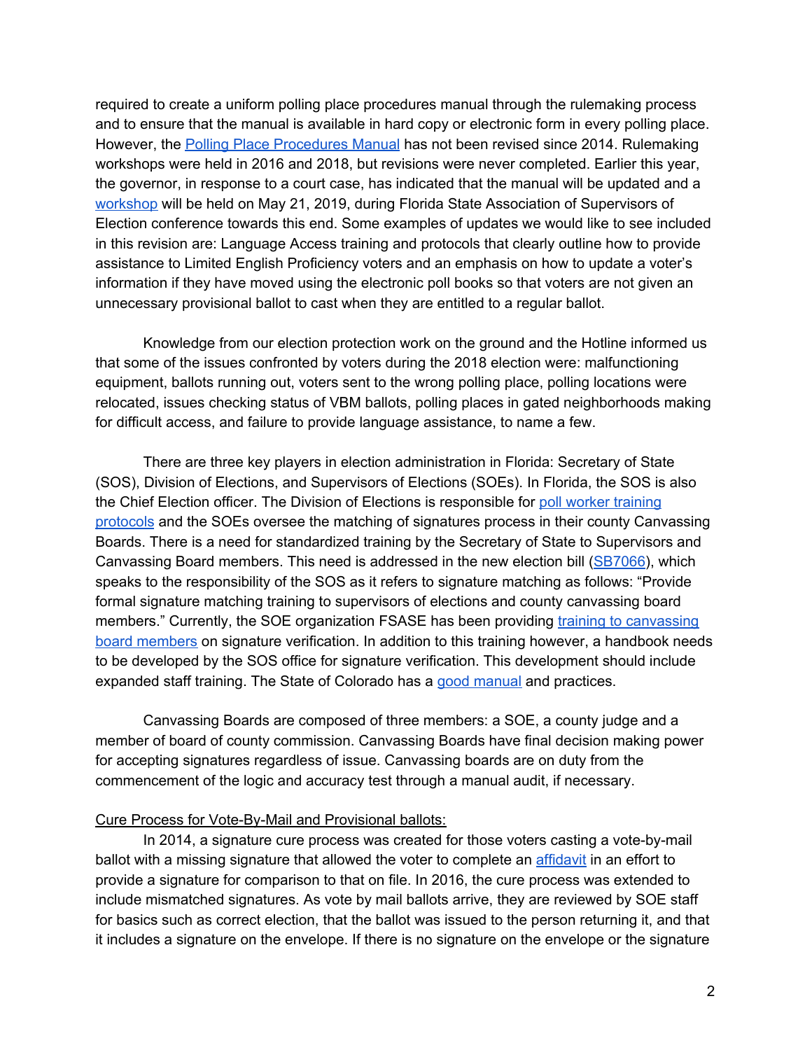required to create a uniform polling place procedures manual through the rulemaking process and to ensure that the manual is available in hard copy or electronic form in every polling place. However, the Polling Place Procedures Manual has not been revised since 2014. Rulemaking workshops were held in 2016 and 2018, but revisions were never completed. Earlier this year, the governor, in response to a court case, has indicated that the manual will be updated and a workshop will be held on May 21, 2019, during Florida State Association of Supervisors of Election conference towards this end. Some examples of updates we would like to see included in this revision are: Language Access training and protocols that clearly outline how to provide assistance to Limited English Proficiency voters and an emphasis on how to update a voter's information if they have moved using the electronic poll books so that voters are not given an unnecessary provisional ballot to cast when they are entitled to a regular ballot.

Knowledge from our election protection work on the ground and the Hotline informed us that some of the issues confronted by voters during the 2018 election were: malfunctioning equipment, ballots running out, voters sent to the wrong polling place, polling locations were relocated, issues checking status of VBM ballots, polling places in gated neighborhoods making for difficult access, and failure to provide language assistance, to name a few.

There are three key players in election administration in Florida: Secretary of State (SOS), Division of Elections, and Supervisors of Elections (SOEs). In Florida, the SOS is also the Chief Election officer. The Division of Elections is responsible for poll worker training protocols and the SOEs oversee the matching of signatures process in their county Canvassing Boards. There is a need for standardized training by the Secretary of State to Supervisors and Canvassing Board members. This need is addressed in the new election bill (SB7066), which speaks to the responsibility of the SOS as it refers to signature matching as follows: "Provide formal signature matching training to supervisors of elections and county canvassing board members." Currently, the SOE organization FSASE has been providing training to canvassing board members on signature verification. In addition to this training however, a handbook needs to be developed by the SOS office for signature verification. This development should include expanded staff training. The State of Colorado has a good manual and practices.

Canvassing Boards are composed of three members: a SOE, a county judge and a member of board of county commission. Canvassing Boards have final decision making power for accepting signatures regardless of issue. Canvassing boards are on duty from the commencement of the logic and accuracy test through a manual audit, if necessary.

<u>Cure Process for Vote-By-Mail and Provisional ballots:</u>

In 2014, a signature cure process was created for those voters casting a vote-by-mail ballot with a missing signature that allowed the voter to complete an affidavit in an effort to provide a signature for comparison to that on file. In 2016, the cure process was extended to include mismatched signatures. As vote by mail ballots arrive, they are reviewed by SOE staff for basics such as correct election, that the ballot was issued to the person returning it, and that it includes a signature on the envelope. If there is no signature on the envelope or the signature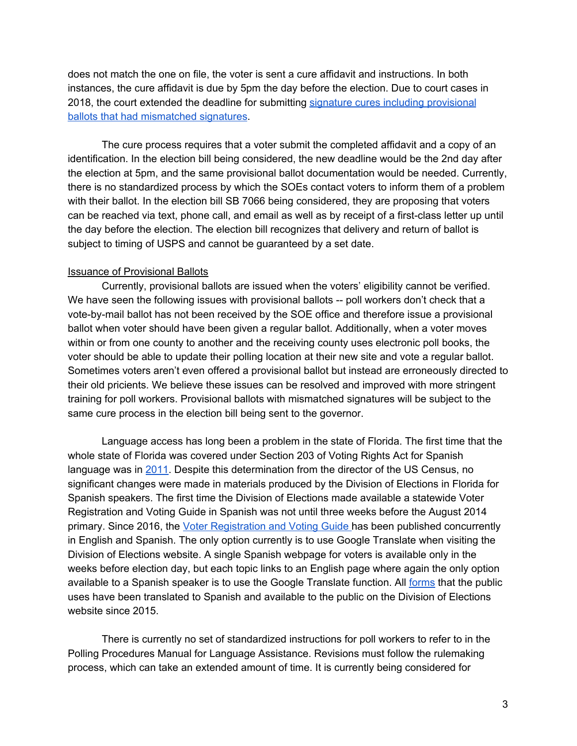does not match the one on file, the voter is sent a cure affidavit and instructions. In both instances, the cure affidavit is due by 5pm the day before the election. Due to court cases in 2018, the court extended the deadline for submitting [signature cures including provisional ballots that had mismatched signatures](#).

The cure process requires that a voter submit the completed affidavit and a copy of an identification. In the election bill being considered, the new deadline would be the 2nd day after the election at 5pm, and the same provisional ballot documentation would be needed. Currently, there is no standardized process by which the SOEs contact voters to inform them of a problem with their ballot. In the election bill SB 7066 being considered, they are proposing that voters can be reached via text, phone call, and email as well as by receipt of a first-class letter up until the day before the election. The election bill recognizes that delivery and return of ballot is subject to timing of USPS and cannot be guaranteed by a set date.

<u>Issuance of Provisional Ballots</u>

Currently, provisional ballots are issued when the voters' eligibility cannot be verified. We have seen the following issues with provisional ballots -- poll workers don't check that a vote-by-mail ballot has not been received by the SOE office and therefore issue a provisional ballot when voter should have been given a regular ballot. Additionally, when a voter moves within or from one county to another and the receiving county uses electronic poll books, the voter should be able to update their polling location at their new site and vote a regular ballot. Sometimes voters aren't even offered a provisional ballot but instead are erroneously directed to their old pricients. We believe these issues can be resolved and improved with more stringent training for poll workers. Provisional ballots with mismatched signatures will be subject to the same cure process in the election bill being sent to the governor.

Language access has long been a problem in the state of Florida. The first time that the whole state of Florida was covered under Section 203 of Voting Rights Act for Spanish language was in [2011](#). Despite this determination from the director of the US Census, no significant changes were made in materials produced by the Division of Elections in Florida for Spanish speakers. The first time the Division of Elections made available a statewide Voter Registration and Voting Guide in Spanish was not until three weeks before the August 2014 primary. Since 2016, the [Voter Registration and Voting Guide](#) has been published concurrently in English and Spanish. The only option currently is to use Google Translate when visiting the Division of Elections website. A single Spanish webpage for voters is available only in the weeks before election day, but each topic links to an English page where again the only option available to a Spanish speaker is to use the Google Translate function. All [forms](#) that the public uses have been translated to Spanish and available to the public on the Division of Elections website since 2015.

There is currently no set of standardized instructions for poll workers to refer to in the Polling Procedures Manual for Language Assistance. Revisions must follow the rulemaking process, which can take an extended amount of time. It is currently being considered for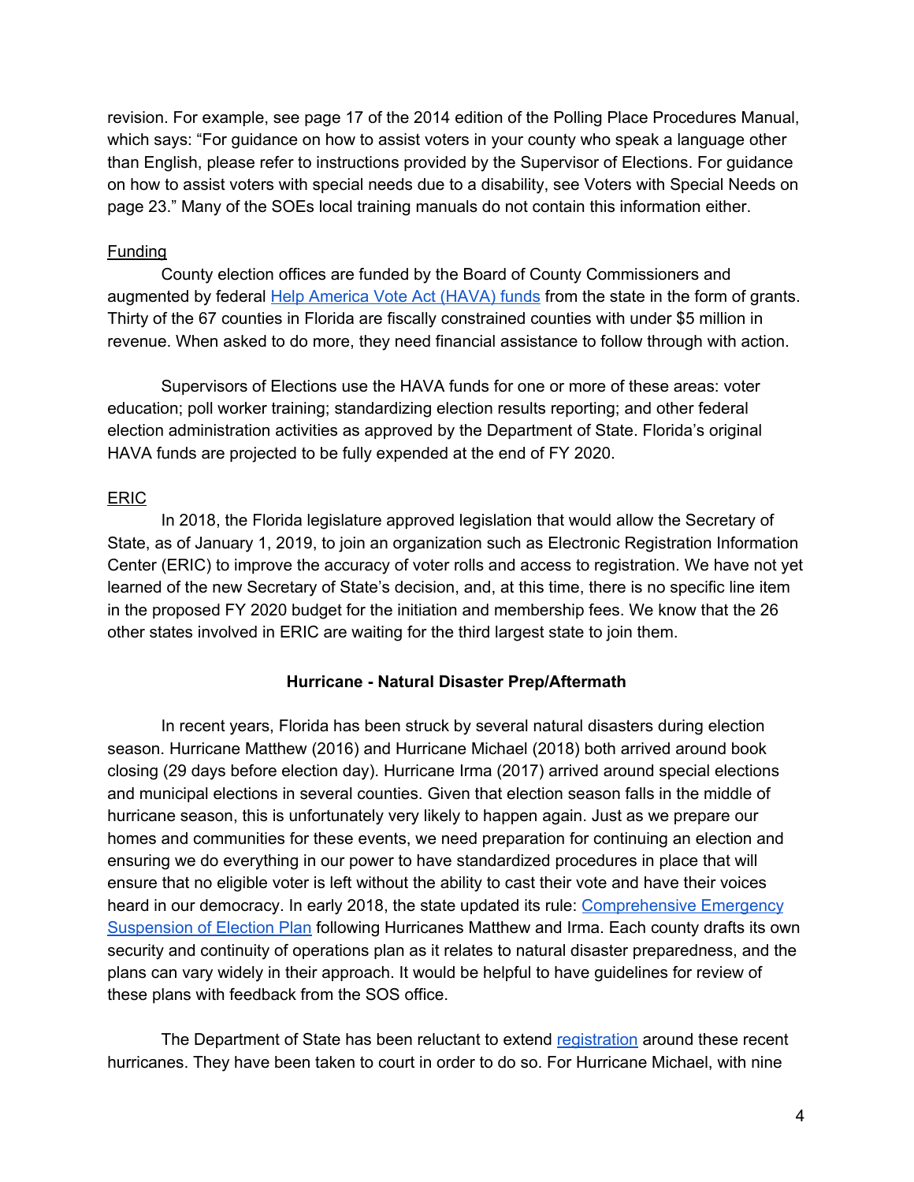revision. For example, see page 17 of the 2014 edition of the Polling Place Procedures Manual, which says: "For guidance on how to assist voters in your county who speak a language other than English, please refer to instructions provided by the Supervisor of Elections. For guidance on how to assist voters with special needs due to a disability, see Voters with Special Needs on page 23." Many of the SOEs local training manuals do not contain this information either.

Funding

County election offices are funded by the Board of County Commissioners and augmented by federal Help America Vote Act (HAVA) funds from the state in the form of grants. Thirty of the 67 counties in Florida are fiscally constrained counties with under $5 million in revenue. When asked to do more, they need financial assistance to follow through with action.

Supervisors of Elections use the HAVA funds for one or more of these areas: voter education; poll worker training; standardizing election results reporting; and other federal election administration activities as approved by the Department of State. Florida's original HAVA funds are projected to be fully expended at the end of FY 2020.

ERIC

In 2018, the Florida legislature approved legislation that would allow the Secretary of State, as of January 1, 2019, to join an organization such as Electronic Registration Information Center (ERIC) to improve the accuracy of voter rolls and access to registration. We have not yet learned of the new Secretary of State's decision, and, at this time, there is no specific line item in the proposed FY 2020 budget for the initiation and membership fees. We know that the 26 other states involved in ERIC are waiting for the third largest state to join them.

**Hurricane - Natural Disaster Prep/Aftermath**

In recent years, Florida has been struck by several natural disasters during election season. Hurricane Matthew (2016) and Hurricane Michael (2018) both arrived around book closing (29 days before election day). Hurricane Irma (2017) arrived around special elections and municipal elections in several counties. Given that election season falls in the middle of hurricane season, this is unfortunately very likely to happen again. Just as we prepare our homes and communities for these events, we need preparation for continuing an election and ensuring we do everything in our power to have standardized procedures in place that will ensure that no eligible voter is left without the ability to cast their vote and have their voices heard in our democracy. In early 2018, the state updated its rule: Comprehensive Emergency Suspension of Election Plan following Hurricanes Matthew and Irma. Each county drafts its own security and continuity of operations plan as it relates to natural disaster preparedness, and the plans can vary widely in their approach. It would be helpful to have guidelines for review of these plans with feedback from the SOS office.

The Department of State has been reluctant to extend registration around these recent hurricanes. They have been taken to court in order to do so. For Hurricane Michael, with nine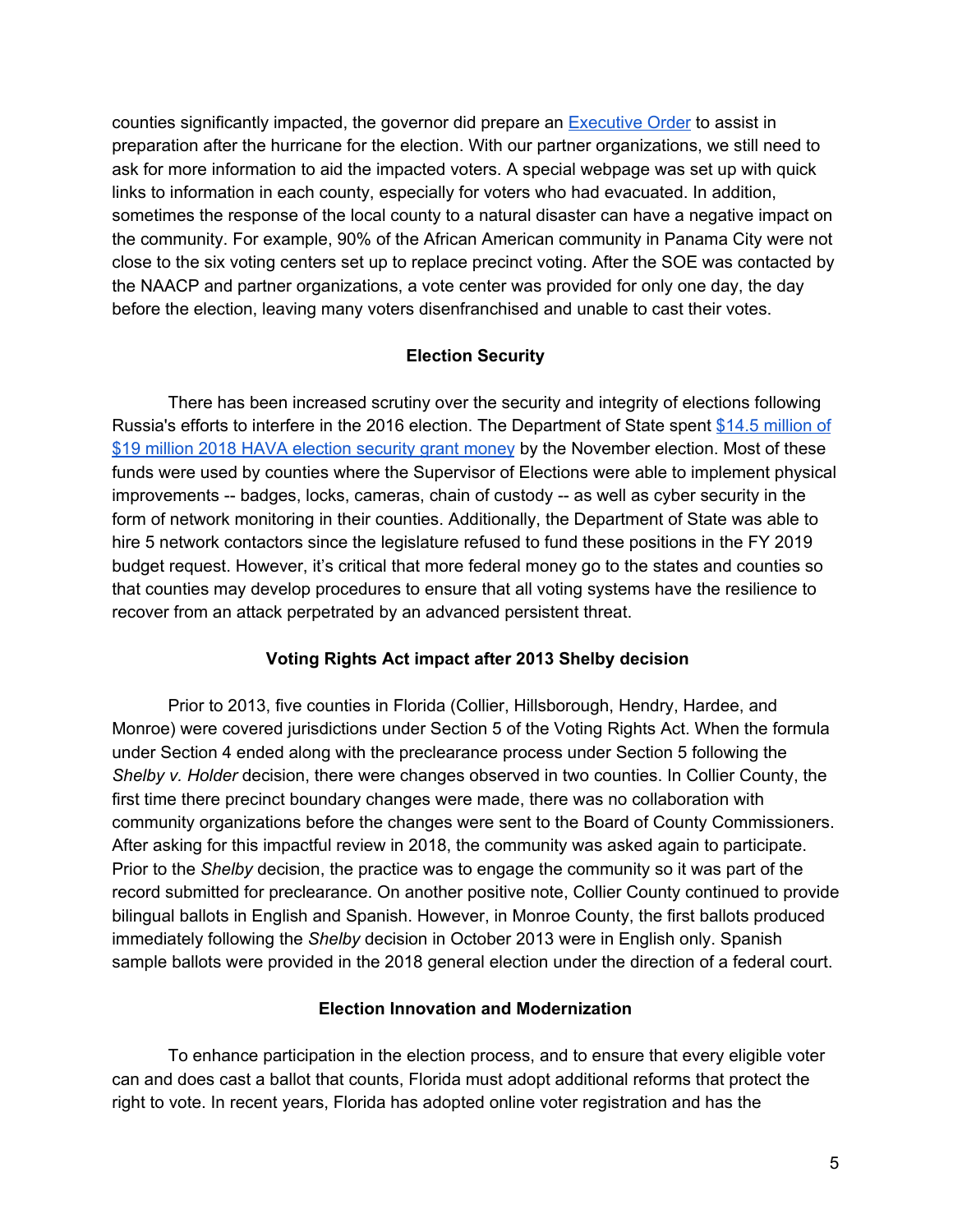counties significantly impacted, the governor did prepare an [Executive Order] to assist in preparation after the hurricane for the election. With our partner organizations, we still need to ask for more information to aid the impacted voters. A special webpage was set up with quick links to information in each county, especially for voters who had evacuated. In addition, sometimes the response of the local county to a natural disaster can have a negative impact on the community. For example, 90% of the African American community in Panama City were not close to the six voting centers set up to replace precinct voting. After the SOE was contacted by the NAACP and partner organizations, a vote center was provided for only one day, the day before the election, leaving many voters disenfranchised and unable to cast their votes.

## Election Security

There has been increased scrutiny over the security and integrity of elections following Russia's efforts to interfere in the 2016 election. The Department of State spent [$14.5 million of $19 million 2018 HAVA election security grant money] by the November election. Most of these funds were used by counties where the Supervisor of Elections were able to implement physical improvements -- badges, locks, cameras, chain of custody -- as well as cyber security in the form of network monitoring in their counties. Additionally, the Department of State was able to hire 5 network contactors since the legislature refused to fund these positions in the FY 2019 budget request. However, it's critical that more federal money go to the states and counties so that counties may develop procedures to ensure that all voting systems have the resilience to recover from an attack perpetrated by an advanced persistent threat.

## Voting Rights Act impact after 2013 Shelby decision

Prior to 2013, five counties in Florida (Collier, Hillsborough, Hendry, Hardee, and Monroe) were covered jurisdictions under Section 5 of the Voting Rights Act. When the formula under Section 4 ended along with the preclearance process under Section 5 following the *Shelby v. Holder* decision, there were changes observed in two counties. In Collier County, the first time there precinct boundary changes were made, there was no collaboration with community organizations before the changes were sent to the Board of County Commissioners. After asking for this impactful review in 2018, the community was asked again to participate. Prior to the *Shelby* decision, the practice was to engage the community so it was part of the record submitted for preclearance. On another positive note, Collier County continued to provide bilingual ballots in English and Spanish. However, in Monroe County, the first ballots produced immediately following the *Shelby* decision in October 2013 were in English only. Spanish sample ballots were provided in the 2018 general election under the direction of a federal court.

## Election Innovation and Modernization

To enhance participation in the election process, and to ensure that every eligible voter can and does cast a ballot that counts, Florida must adopt additional reforms that protect the right to vote. In recent years, Florida has adopted online voter registration and has the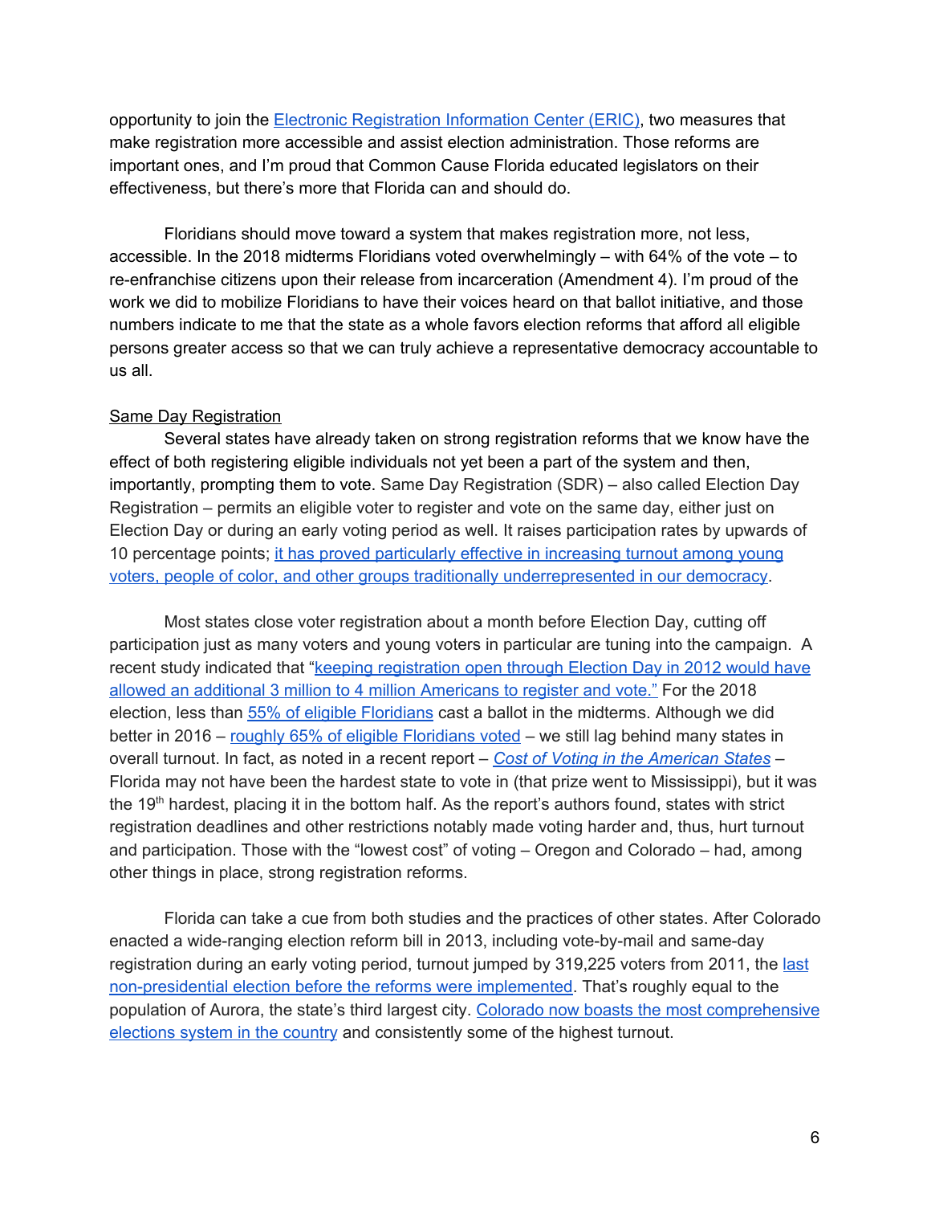opportunity to join the Electronic Registration Information Center (ERIC), two measures that make registration more accessible and assist election administration. Those reforms are important ones, and I'm proud that Common Cause Florida educated legislators on their effectiveness, but there's more that Florida can and should do.

Floridians should move toward a system that makes registration more, not less, accessible. In the 2018 midterms Floridians voted overwhelmingly – with 64% of the vote – to re-enfranchise citizens upon their release from incarceration (Amendment 4). I'm proud of the work we did to mobilize Floridians to have their voices heard on that ballot initiative, and those numbers indicate to me that the state as a whole favors election reforms that afford all eligible persons greater access so that we can truly achieve a representative democracy accountable to us all.

## Same Day Registration

Several states have already taken on strong registration reforms that we know have the effect of both registering eligible individuals not yet been a part of the system and then, importantly, prompting them to vote. Same Day Registration (SDR) – also called Election Day Registration – permits an eligible voter to register and vote on the same day, either just on Election Day or during an early voting period as well. It raises participation rates by upwards of 10 percentage points; it has proved particularly effective in increasing turnout among young voters, people of color, and other groups traditionally underrepresented in our democracy.

Most states close voter registration about a month before Election Day, cutting off participation just as many voters and young voters in particular are tuning into the campaign. A recent study indicated that "keeping registration open through Election Day in 2012 would have allowed an additional 3 million to 4 million Americans to register and vote." For the 2018 election, less than 55% of eligible Floridians cast a ballot in the midterms. Although we did better in 2016 – roughly 65% of eligible Floridians voted – we still lag behind many states in overall turnout. In fact, as noted in a recent report – *Cost of Voting in the American States* – Florida may not have been the hardest state to vote in (that prize went to Mississippi), but it was the 19th hardest, placing it in the bottom half. As the report's authors found, states with strict registration deadlines and other restrictions notably made voting harder and, thus, hurt turnout and participation. Those with the "lowest cost" of voting – Oregon and Colorado – had, among other things in place, strong registration reforms.

Florida can take a cue from both studies and the practices of other states. After Colorado enacted a wide-ranging election reform bill in 2013, including vote-by-mail and same-day registration during an early voting period, turnout jumped by 319,225 voters from 2011, the last non-presidential election before the reforms were implemented. That's roughly equal to the population of Aurora, the state's third largest city. Colorado now boasts the most comprehensive elections system in the country and consistently some of the highest turnout.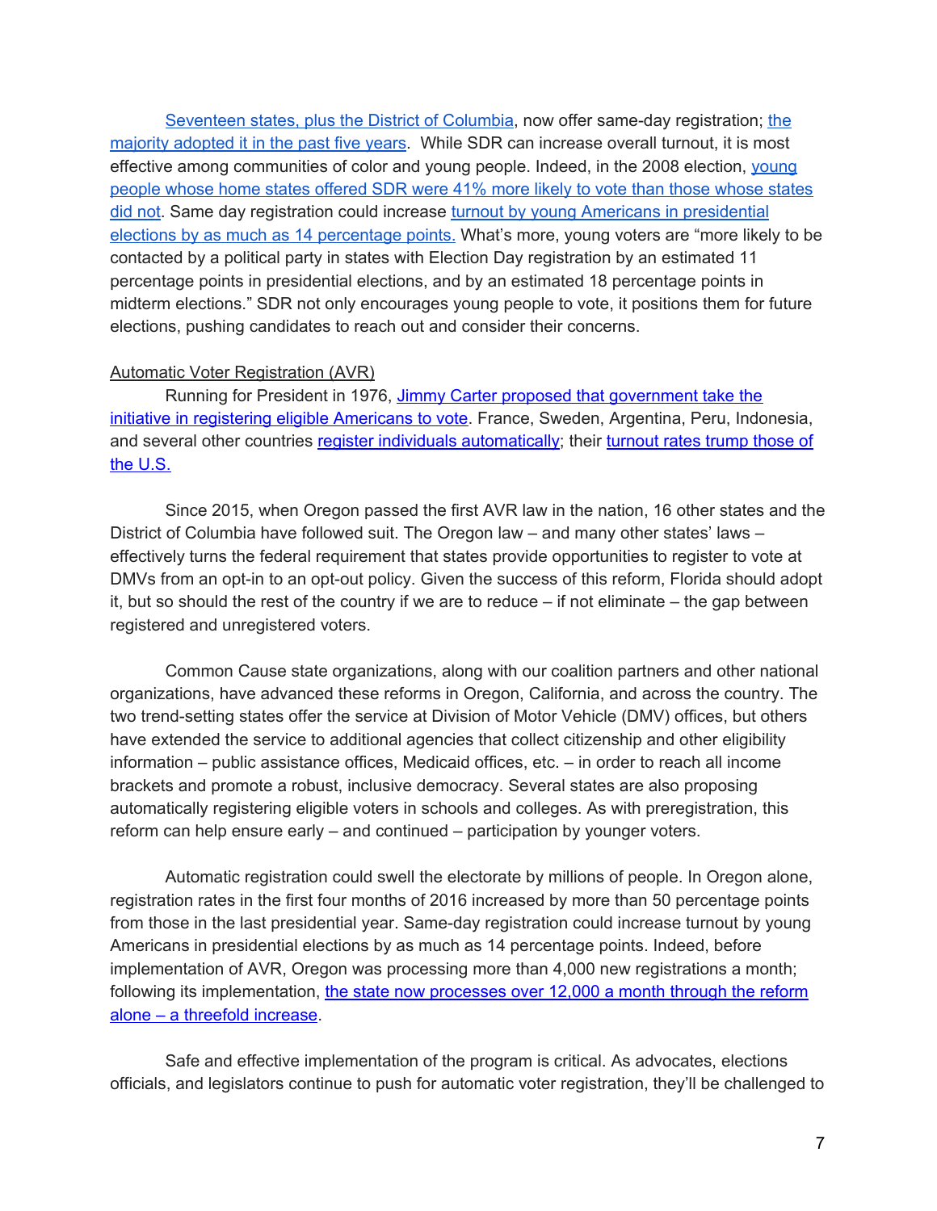Seventeen states, plus the District of Columbia, now offer same-day registration; the majority adopted it in the past five years. While SDR can increase overall turnout, it is most effective among communities of color and young people. Indeed, in the 2008 election, young people whose home states offered SDR were 41% more likely to vote than those whose states did not. Same day registration could increase turnout by young Americans in presidential elections by as much as 14 percentage points. What's more, young voters are "more likely to be contacted by a political party in states with Election Day registration by an estimated 11 percentage points in presidential elections, and by an estimated 18 percentage points in midterm elections." SDR not only encourages young people to vote, it positions them for future elections, pushing candidates to reach out and consider their concerns.

Automatic Voter Registration (AVR)

Running for President in 1976, Jimmy Carter proposed that government take the initiative in registering eligible Americans to vote. France, Sweden, Argentina, Peru, Indonesia, and several other countries register individuals automatically; their turnout rates trump those of the U.S.

Since 2015, when Oregon passed the first AVR law in the nation, 16 other states and the District of Columbia have followed suit. The Oregon law – and many other states' laws – effectively turns the federal requirement that states provide opportunities to register to vote at DMVs from an opt-in to an opt-out policy. Given the success of this reform, Florida should adopt it, but so should the rest of the country if we are to reduce – if not eliminate – the gap between registered and unregistered voters.

Common Cause state organizations, along with our coalition partners and other national organizations, have advanced these reforms in Oregon, California, and across the country. The two trend-setting states offer the service at Division of Motor Vehicle (DMV) offices, but others have extended the service to additional agencies that collect citizenship and other eligibility information – public assistance offices, Medicaid offices, etc. – in order to reach all income brackets and promote a robust, inclusive democracy. Several states are also proposing automatically registering eligible voters in schools and colleges. As with preregistration, this reform can help ensure early – and continued – participation by younger voters.

Automatic registration could swell the electorate by millions of people. In Oregon alone, registration rates in the first four months of 2016 increased by more than 50 percentage points from those in the last presidential year. Same-day registration could increase turnout by young Americans in presidential elections by as much as 14 percentage points. Indeed, before implementation of AVR, Oregon was processing more than 4,000 new registrations a month; following its implementation, the state now processes over 12,000 a month through the reform alone – a threefold increase.

Safe and effective implementation of the program is critical. As advocates, elections officials, and legislators continue to push for automatic voter registration, they'll be challenged to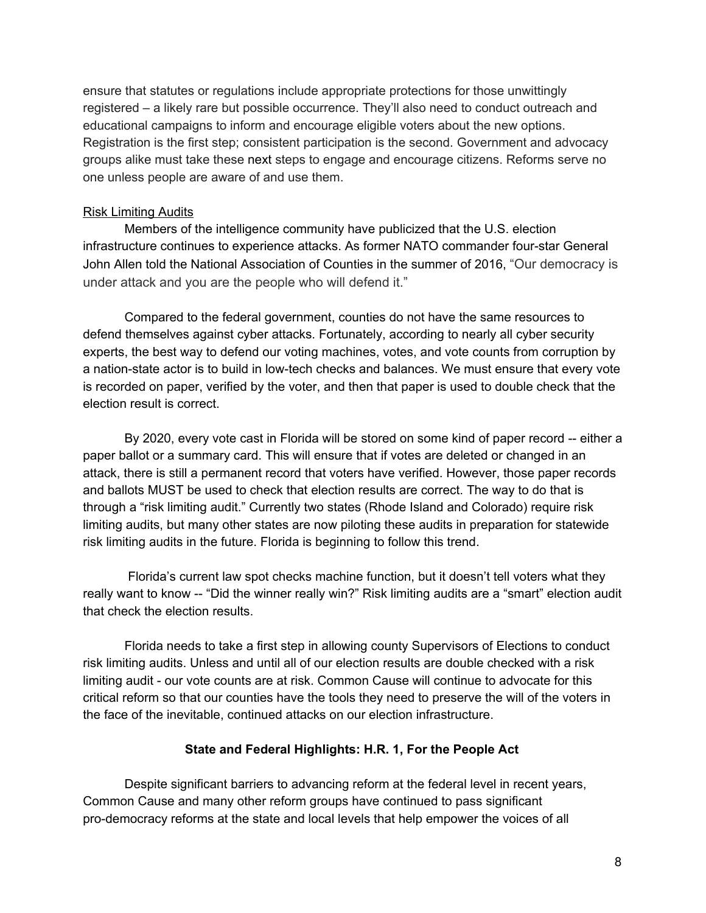ensure that statutes or regulations include appropriate protections for those unwittingly registered – a likely rare but possible occurrence. They'll also need to conduct outreach and educational campaigns to inform and encourage eligible voters about the new options. Registration is the first step; consistent participation is the second. Government and advocacy groups alike must take these next steps to engage and encourage citizens. Reforms serve no one unless people are aware of and use them.

<u>Risk Limiting Audits</u>

Members of the intelligence community have publicized that the U.S. election infrastructure continues to experience attacks. As former NATO commander four-star General John Allen told the National Association of Counties in the summer of 2016, "Our democracy is under attack and you are the people who will defend it."

Compared to the federal government, counties do not have the same resources to defend themselves against cyber attacks. Fortunately, according to nearly all cyber security experts, the best way to defend our voting machines, votes, and vote counts from corruption by a nation-state actor is to build in low-tech checks and balances. We must ensure that every vote is recorded on paper, verified by the voter, and then that paper is used to double check that the election result is correct.

By 2020, every vote cast in Florida will be stored on some kind of paper record -- either a paper ballot or a summary card. This will ensure that if votes are deleted or changed in an attack, there is still a permanent record that voters have verified. However, those paper records and ballots MUST be used to check that election results are correct. The way to do that is through a "risk limiting audit." Currently two states (Rhode Island and Colorado) require risk limiting audits, but many other states are now piloting these audits in preparation for statewide risk limiting audits in the future. Florida is beginning to follow this trend.

Florida's current law spot checks machine function, but it doesn't tell voters what they really want to know -- "Did the winner really win?" Risk limiting audits are a "smart" election audit that check the election results.

Florida needs to take a first step in allowing county Supervisors of Elections to conduct risk limiting audits. Unless and until all of our election results are double checked with a risk limiting audit - our vote counts are at risk. Common Cause will continue to advocate for this critical reform so that our counties have the tools they need to preserve the will of the voters in the face of the inevitable, continued attacks on our election infrastructure.

## State and Federal Highlights: H.R. 1, For the People Act

Despite significant barriers to advancing reform at the federal level in recent years, Common Cause and many other reform groups have continued to pass significant pro-democracy reforms at the state and local levels that help empower the voices of all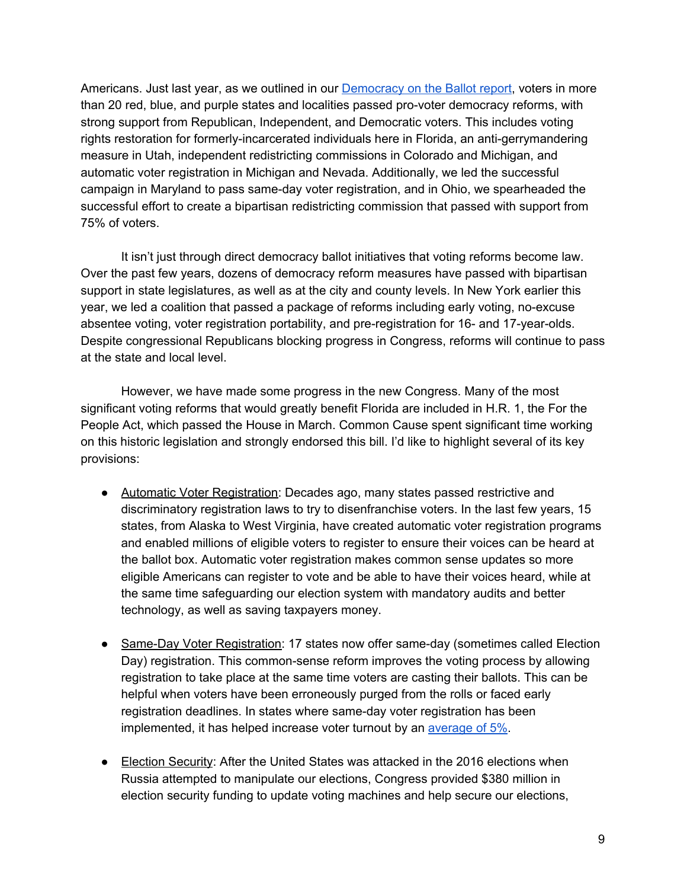Americans. Just last year, as we outlined in our [Democracy on the Ballot report](), voters in more than 20 red, blue, and purple states and localities passed pro-voter democracy reforms, with strong support from Republican, Independent, and Democratic voters. This includes voting rights restoration for formerly-incarcerated individuals here in Florida, an anti-gerrymandering measure in Utah, independent redistricting commissions in Colorado and Michigan, and automatic voter registration in Michigan and Nevada. Additionally, we led the successful campaign in Maryland to pass same-day voter registration, and in Ohio, we spearheaded the successful effort to create a bipartisan redistricting commission that passed with support from 75% of voters.

It isn't just through direct democracy ballot initiatives that voting reforms become law. Over the past few years, dozens of democracy reform measures have passed with bipartisan support in state legislatures, as well as at the city and county levels. In New York earlier this year, we led a coalition that passed a package of reforms including early voting, no-excuse absentee voting, voter registration portability, and pre-registration for 16- and 17-year-olds. Despite congressional Republicans blocking progress in Congress, reforms will continue to pass at the state and local level.

However, we have made some progress in the new Congress. Many of the most significant voting reforms that would greatly benefit Florida are included in H.R. 1, the For the People Act, which passed the House in March. Common Cause spent significant time working on this historic legislation and strongly endorsed this bill. I'd like to highlight several of its key provisions:

- <u>Automatic Voter Registration</u>: Decades ago, many states passed restrictive and discriminatory registration laws to try to disenfranchise voters. In the last few years, 15 states, from Alaska to West Virginia, have created automatic voter registration programs and enabled millions of eligible voters to register to ensure their voices can be heard at the ballot box. Automatic voter registration makes common sense updates so more eligible Americans can register to vote and be able to have their voices heard, while at the same time safeguarding our election system with mandatory audits and better technology, as well as saving taxpayers money.

- <u>Same-Day Voter Registration</u>: 17 states now offer same-day (sometimes called Election Day) registration. This common-sense reform improves the voting process by allowing registration to take place at the same time voters are casting their ballots. This can be helpful when voters have been erroneously purged from the rolls or faced early registration deadlines. In states where same-day voter registration has been implemented, it has helped increase voter turnout by an [average of 5%]().

- <u>Election Security</u>: After the United States was attacked in the 2016 elections when Russia attempted to manipulate our elections, Congress provided $380 million in election security funding to update voting machines and help secure our elections,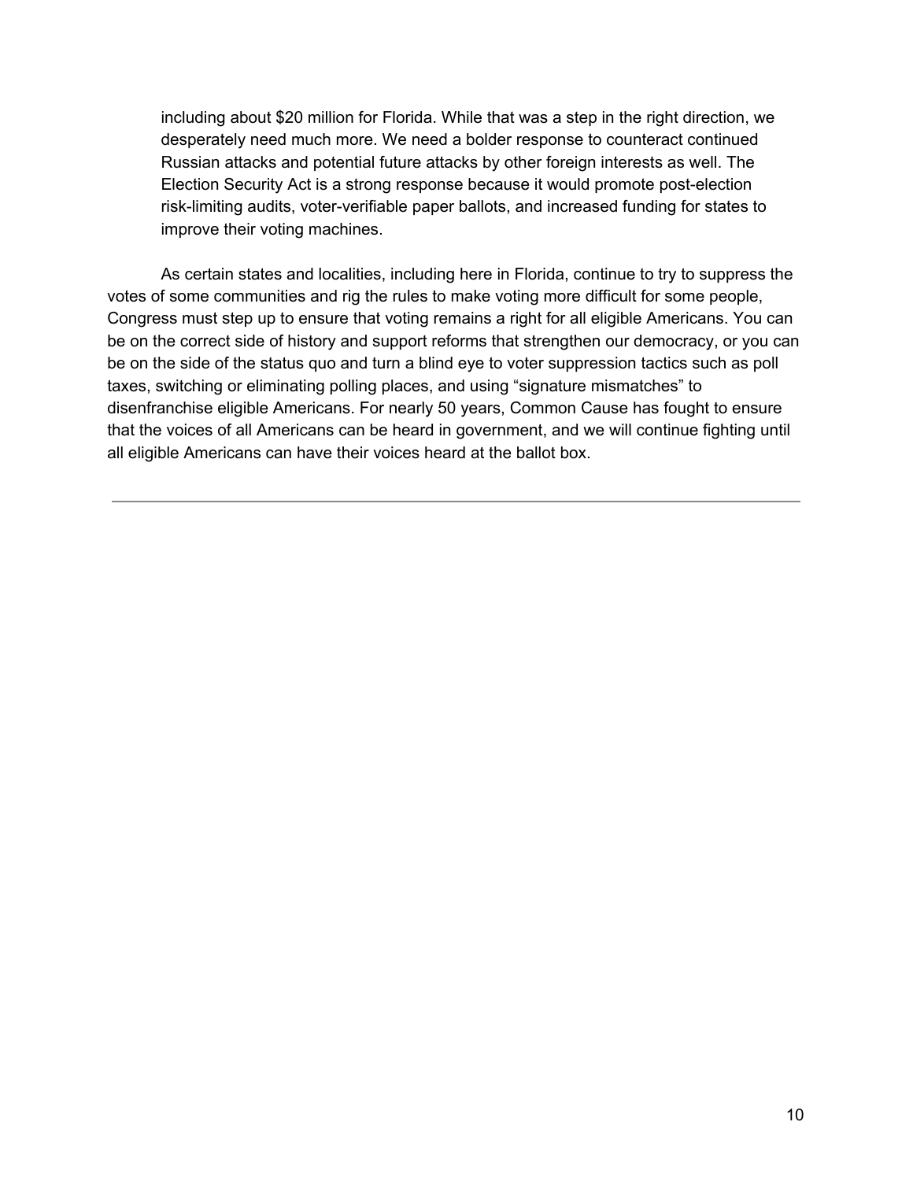including about $20 million for Florida. While that was a step in the right direction, we desperately need much more. We need a bolder response to counteract continued Russian attacks and potential future attacks by other foreign interests as well. The Election Security Act is a strong response because it would promote post-election risk-limiting audits, voter-verifiable paper ballots, and increased funding for states to improve their voting machines.

As certain states and localities, including here in Florida, continue to try to suppress the votes of some communities and rig the rules to make voting more difficult for some people, Congress must step up to ensure that voting remains a right for all eligible Americans. You can be on the correct side of history and support reforms that strengthen our democracy, or you can be on the side of the status quo and turn a blind eye to voter suppression tactics such as poll taxes, switching or eliminating polling places, and using "signature mismatches" to disenfranchise eligible Americans. For nearly 50 years, Common Cause has fought to ensure that the voices of all Americans can be heard in government, and we will continue fighting until all eligible Americans can have their voices heard at the ballot box.

---